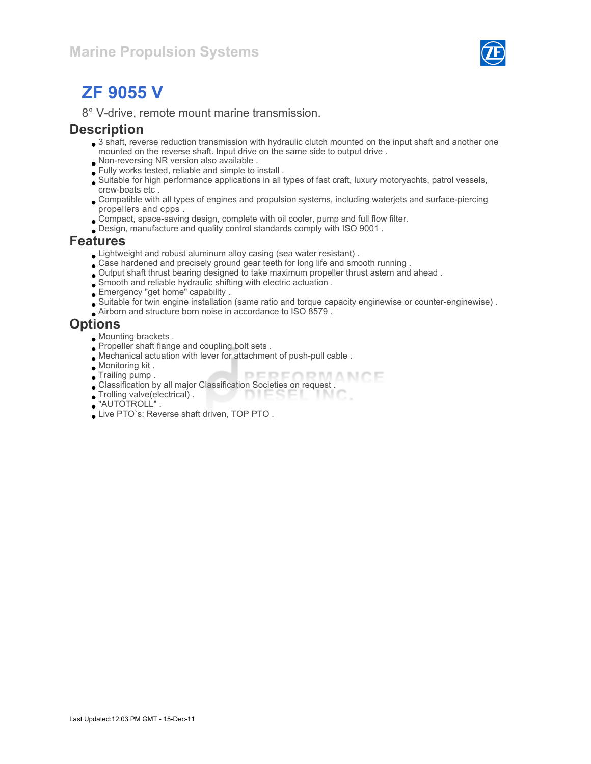Marine Propulsion Systems

# ZF 9055 V

8° V-drive, remote mount marine transmission.

## Description

- 3 shaft, reverse reduction transmission with hydraulic clutch mounted on the input shaft and another one mounted on the reverse shaft. Input drive on the same side to output drive .
- Non-reversing NR version also available .
- Fully works tested, reliable and simple to install .
- Suitable for high performance applications in all types of fast craft, luxury motoryachts, patrol vessels, crew-boats etc .
- Compatible with all types of engines and propulsion systems, including waterjets and surface-piercing propellers and cpps .
- Compact, space-saving design, complete with oil cooler, pump and full flow filter.
- Design, manufacture and quality control standards comply with ISO 9001 .

## Features

- Lightweight and robust aluminum alloy casing (sea water resistant) .
- Case hardened and precisely ground gear teeth for long life and smooth running .
- Output shaft thrust bearing designed to take maximum propeller thrust astern and ahead .
- Smooth and reliable hydraulic shifting with electric actuation .
- Emergency "get home" capability .
- Suitable for twin engine installation (same ratio and torque capacity enginewise or counter-enginewise) .
- Airborn and structure born noise in accordance to ISO 8579 .

## Options

- Mounting brackets .
- Propeller shaft flange and coupling bolt sets .
- Mechanical actuation with lever for attachment of push-pull cable .
- Monitoring kit .
- Trailing pump .
- Classification by all major Classification Societies on request .
- Trolling valve(electrical) .
- "AUTOTROLL" .
- Live PTO`s: Reverse shaft driven, TOP PTO .

Last Updated:12:03 PM GMT - 15-Dec-11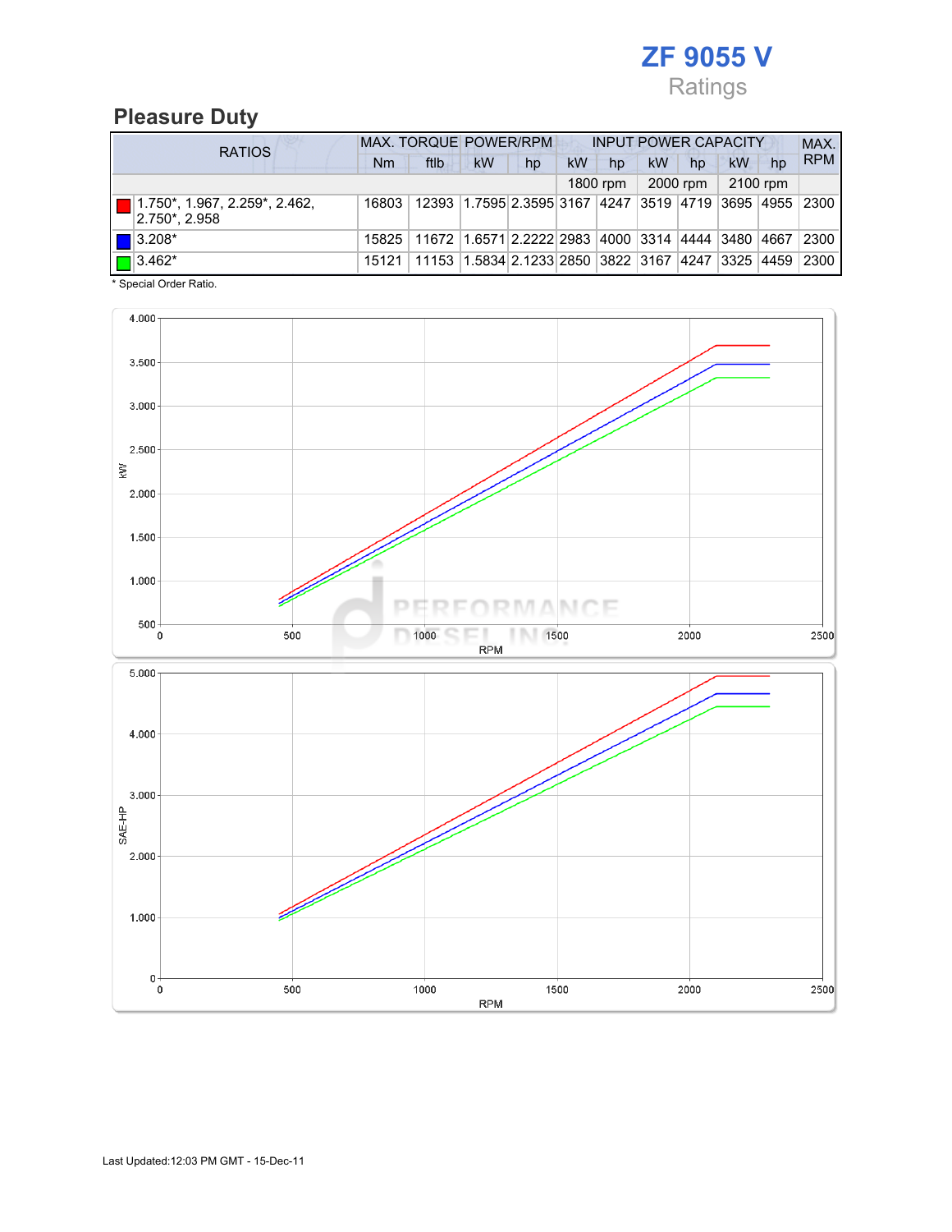# ZF 9055 V

Ratings

## Pleasure Duty

| RATIOS | MAX. TORQUE | | POWER/RPM | | INPUT POWER CAPACITY | | | | | | MAX. RPM |
|---|---|---|---|---|---|---|---|---|---|---|---|
| | Nm | ftlb | kW | hp | kW | hp | kW | hp | kW | hp | |
| | | | | | 1800 rpm | | 2000 rpm | | 2100 rpm | | |
| 1.750*, 1.967, 2.259*, 2.462, 2.750*, 2.958 | 16803 | 12393 | 1.7595 | 2.3595 | 3167 | 4247 | 3519 | 4719 | 3695 | 4955 | 2300 |
| 3.208* | 15825 | 11672 | 1.6571 | 2.2222 | 2983 | 4000 | 3314 | 4444 | 3480 | 4667 | 2300 |
| 3.462* | 15121 | 11153 | 1.5834 | 2.1233 | 2850 | 3822 | 3167 | 4247 | 3325 | 4459 | 2300 |

* Special Order Ratio.

Last Updated:12:03 PM GMT - 15-Dec-11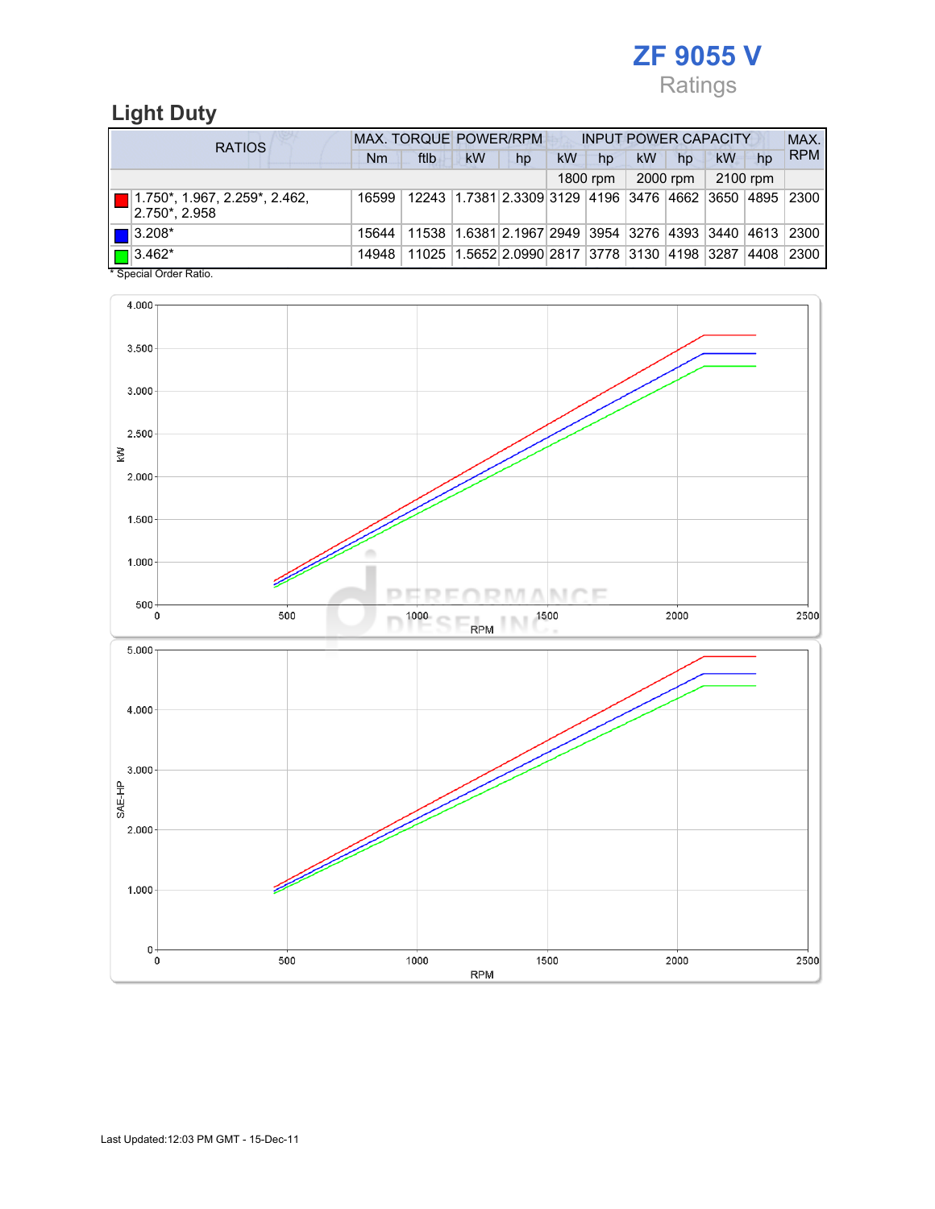# ZF 9055 V

Ratings

## Light Duty

| RATIOS | MAX. TORQUE | | POWER/RPM | | INPUT POWER CAPACITY | | | | | | MAX. RPM |
|---|---|---|---|---|---|---|---|---|---|---|---|
| | Nm | ftlb | kW | hp | kW | hp | kW | hp | kW | hp | |
| | | | | | 1800 rpm | | 2000 rpm | | 2100 rpm | | |
| 1.750*, 1.967, 2.259*, 2.462, 2.750*, 2.958 | 16599 | 12243 | 1.7381 | 2.3309 | 3129 | 4196 | 3476 | 4662 | 3650 | 4895 | 2300 |
| 3.208* | 15644 | 11538 | 1.6381 | 2.1967 | 2949 | 3954 | 3276 | 4393 | 3440 | 4613 | 2300 |
| 3.462* | 14948 | 11025 | 1.5652 | 2.0990 | 2817 | 3778 | 3130 | 4198 | 3287 | 4408 | 2300 |

* Special Order Ratio.

Last Updated:12:03 PM GMT - 15-Dec-11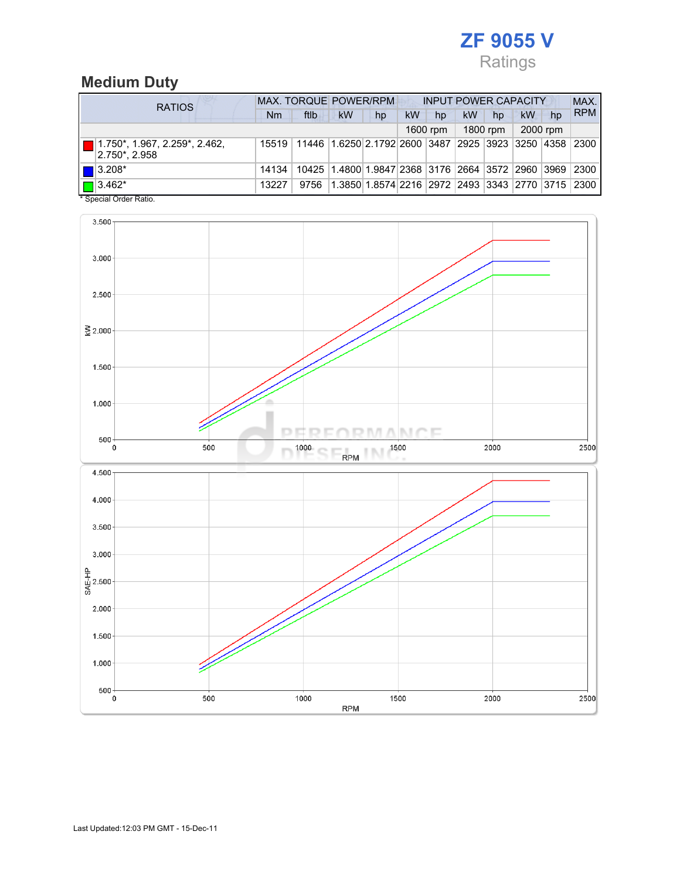# ZF 9055 V

Ratings

## Medium Duty

| RATIOS | MAX. TORQUE | | POWER/RPM | | INPUT POWER CAPACITY | | | | | | MAX. RPM |
|---|---|---|---|---|---|---|---|---|---|---|---|
| | Nm | ftlb | kW | hp | kW | hp | kW | hp | kW | hp | |
| | | | | | 1600 rpm | | 1800 rpm | | 2000 rpm | | |
| 1.750*, 1.967, 2.259*, 2.462, 2.750*, 2.958 | 15519 | 11446 | 1.6250 | 2.1792 | 2600 | 3487 | 2925 | 3923 | 3250 | 4358 | 2300 |
| 3.208* | 14134 | 10425 | 1.4800 | 1.9847 | 2368 | 3176 | 2664 | 3572 | 2960 | 3969 | 2300 |
| 3.462* | 13227 | 9756 | 1.3850 | 1.8574 | 2216 | 2972 | 2493 | 3343 | 2770 | 3715 | 2300 |

* Special Order Ratio.

Last Updated:12:03 PM GMT - 15-Dec-11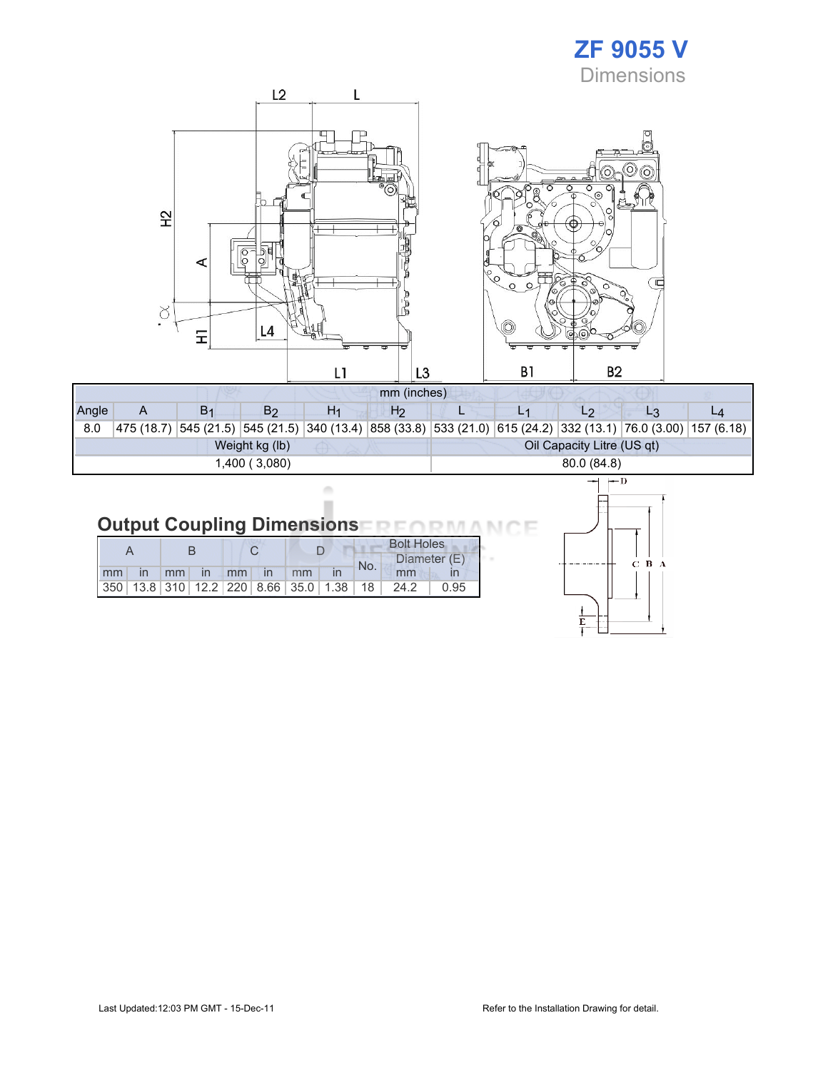# ZF 9055 V

Dimensions

| mm (inches) | | | | | | | | | | |
|---|---|---|---|---|---|---|---|---|---|---|
| Angle | A | $B_1$ | $B_2$ | $H_1$ | $H_2$ | L | $L_1$ | $L_2$ | $L_3$ | $L_4$ |
| 8.0 | 475 (18.7) | 545 (21.5) | 545 (21.5) | 340 (13.4) | 858 (33.8) | 533 (21.0) | 615 (24.2) | 332 (13.1) | 76.0 (3.00) | 157 (6.18) |

| Weight kg (lb) | Oil Capacity Litre (US qt) |
|---|---|
| 1,400 ( 3,080) | 80.0 (84.8) |

## Output Coupling Dimensions

| A | | B | | C | | D | | Bolt Holes | | |
|---|---|---|---|---|---|---|---|---|---|---|
| | | | | | | | | No. | Diameter (E) | |
| mm | in | mm | in | mm | in | mm | in | | mm | in |
| 350 | 13.8 | 310 | 12.2 | 220 | 8.66 | 35.0 | 1.38 | 18 | 24.2 | 0.95 |

Last Updated:12:03 PM GMT - 15-Dec-11

Refer to the Installation Drawing for detail.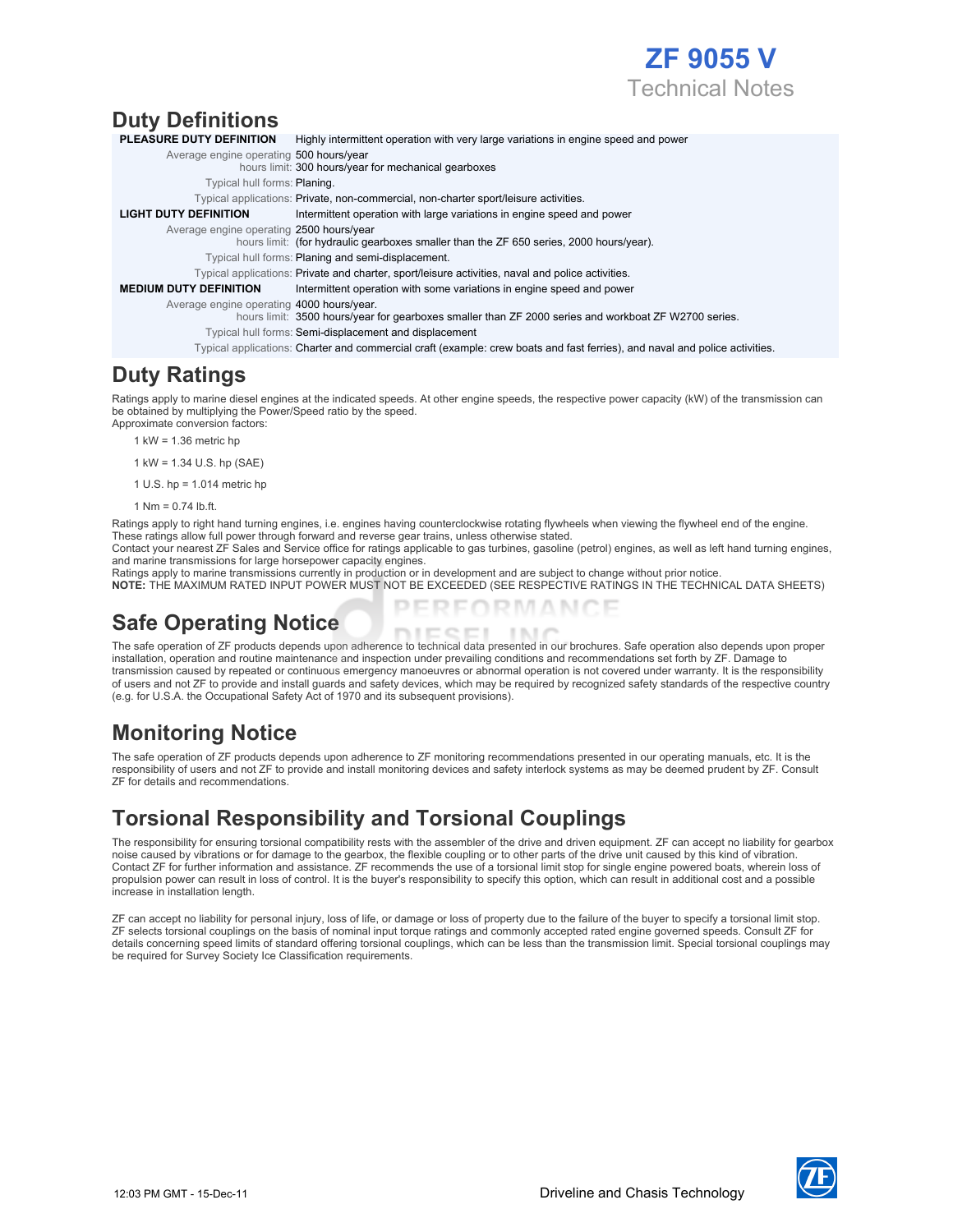# ZF 9055 V

Technical Notes

## Duty Definitions

| | |
|---|---|
| **PLEASURE DUTY DEFINITION** | Highly intermittent operation with very large variations in engine speed and power |
| Average engine operating hours limit: | 500 hours/year<br>300 hours/year for mechanical gearboxes |
| Typical hull forms: | Planing. |
| Typical applications: | Private, non-commercial, non-charter sport/leisure activities. |
| **LIGHT DUTY DEFINITION** | Intermittent operation with large variations in engine speed and power |
| Average engine operating hours limit: | 2500 hours/year<br>(for hydraulic gearboxes smaller than the ZF 650 series, 2000 hours/year). |
| Typical hull forms: | Planing and semi-displacement. |
| Typical applications: | Private and charter, sport/leisure activities, naval and police activities. |
| **MEDIUM DUTY DEFINITION** | Intermittent operation with some variations in engine speed and power |
| Average engine operating hours limit: | 4000 hours/year.<br>3500 hours/year for gearboxes smaller than ZF 2000 series and workboat ZF W2700 series. |
| Typical hull forms: | Semi-displacement and displacement |
| Typical applications: | Charter and commercial craft (example: crew boats and fast ferries), and naval and police activities. |

## Duty Ratings

Ratings apply to marine diesel engines at the indicated speeds. At other engine speeds, the respective power capacity (kW) of the transmission can be obtained by multiplying the Power/Speed ratio by the speed.
Approximate conversion factors:

1 kW = 1.36 metric hp

1 kW = 1.34 U.S. hp (SAE)

1 U.S. hp = 1.014 metric hp

1 Nm = 0.74 lb.ft.

Ratings apply to right hand turning engines, i.e. engines having counterclockwise rotating flywheels when viewing the flywheel end of the engine. These ratings allow full power through forward and reverse gear trains, unless otherwise stated.
Contact your nearest ZF Sales and Service office for ratings applicable to gas turbines, gasoline (petrol) engines, as well as left hand turning engines, and marine transmissions for large horsepower capacity engines.
Ratings apply to marine transmissions currently in production or in development and are subject to change without prior notice.
**NOTE:** THE MAXIMUM RATED INPUT POWER MUST NOT BE EXCEEDED (SEE RESPECTIVE RATINGS IN THE TECHNICAL DATA SHEETS)

## Safe Operating Notice

The safe operation of ZF products depends upon adherence to technical data presented in our brochures. Safe operation also depends upon proper installation, operation and routine maintenance and inspection under prevailing conditions and recommendations set forth by ZF. Damage to transmission caused by repeated or continuous emergency manoeuvres or abnormal operation is not covered under warranty. It is the responsibility of users and not ZF to provide and install guards and safety devices, which may be required by recognized safety standards of the respective country (e.g. for U.S.A. the Occupational Safety Act of 1970 and its subsequent provisions).

## Monitoring Notice

The safe operation of ZF products depends upon adherence to ZF monitoring recommendations presented in our operating manuals, etc. It is the responsibility of users and not ZF to provide and install monitoring devices and safety interlock systems as may be deemed prudent by ZF. Consult ZF for details and recommendations.

## Torsional Responsibility and Torsional Couplings

The responsibility for ensuring torsional compatibility rests with the assembler of the drive and driven equipment. ZF can accept no liability for gearbox noise caused by vibrations or for damage to the gearbox, the flexible coupling or to other parts of the drive unit caused by this kind of vibration. Contact ZF for further information and assistance. ZF recommends the use of a torsional limit stop for single engine powered boats, wherein loss of propulsion power can result in loss of control. It is the buyer's responsibility to specify this option, which can result in additional cost and a possible increase in installation length.

ZF can accept no liability for personal injury, loss of life, or damage or loss of property due to the failure of the buyer to specify a torsional limit stop. ZF selects torsional couplings on the basis of nominal input torque ratings and commonly accepted rated engine governed speeds. Consult ZF for details concerning speed limits of standard offering torsional couplings, which can be less than the transmission limit. Special torsional couplings may be required for Survey Society Ice Classification requirements.